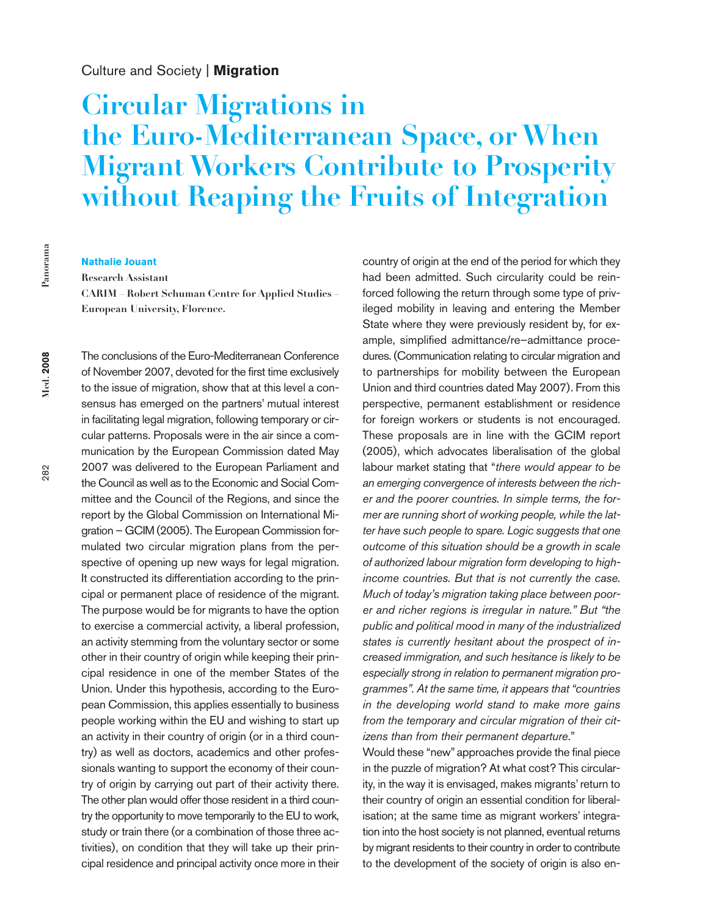Culture and Society | **Migration**

# Circular Migrations in the Euro-Mediterranean Space, or When Migrant Workers Contribute to Prosperity without Reaping the Fruits of Integration

**Nathalie Jouant**

**Research Assistant**
**CARIM – Robert Schuman Centre for Applied Studies – European University, Florence.**

The conclusions of the Euro-Mediterranean Conference of November 2007, devoted for the first time exclusively to the issue of migration, show that at this level a consensus has emerged on the partners' mutual interest in facilitating legal migration, following temporary or circular patterns. Proposals were in the air since a communication by the European Commission dated May 2007 was delivered to the European Parliament and the Council as well as to the Economic and Social Committee and the Council of the Regions, and since the report by the Global Commission on International Migration – GCIM (2005). The European Commission formulated two circular migration plans from the perspective of opening up new ways for legal migration. It constructed its differentiation according to the principal or permanent place of residence of the migrant. The purpose would be for migrants to have the option to exercise a commercial activity, a liberal profession, an activity stemming from the voluntary sector or some other in their country of origin while keeping their principal residence in one of the member States of the Union. Under this hypothesis, according to the European Commission, this applies essentially to business people working within the EU and wishing to start up an activity in their country of origin (or in a third country) as well as doctors, academics and other professionals wanting to support the economy of their country of origin by carrying out part of their activity there. The other plan would offer those resident in a third country the opportunity to move temporarily to the EU to work, study or train there (or a combination of those three activities), on condition that they will take up their principal residence and principal activity once more in their country of origin at the end of the period for which they had been admitted. Such circularity could be reinforced following the return through some type of privileged mobility in leaving and entering the Member State where they were previously resident by, for example, simplified admittance/re–admittance procedures. (Communication relating to circular migration and to partnerships for mobility between the European Union and third countries dated May 2007). From this perspective, permanent establishment or residence for foreign workers or students is not encouraged. These proposals are in line with the GCIM report (2005), which advocates liberalisation of the global labour market stating that "*there would appear to be an emerging convergence of interests between the richer and the poorer countries. In simple terms, the former are running short of working people, while the latter have such people to spare. Logic suggests that one outcome of this situation should be a growth in scale of authorized labour migration form developing to high-income countries. But that is not currently the case. Much of today's migration taking place between poorer and richer regions is irregular in nature.*" But "*the public and political mood in many of the industrialized states is currently hesitant about the prospect of increased immigration, and such hesitance is likely to be especially strong in relation to permanent migration programmes*". At the same time, it appears that "*countries in the developing world stand to make more gains from the temporary and circular migration of their citizens than from their permanent departure.*"

Would these "new" approaches provide the final piece in the puzzle of migration? At what cost? This circularity, in the way it is envisaged, makes migrants' return to their country of origin an essential condition for liberalisation; at the same time as migrant workers' integration into the host society is not planned, eventual returns by migrant residents to their country in order to contribute to the development of the society of origin is also en-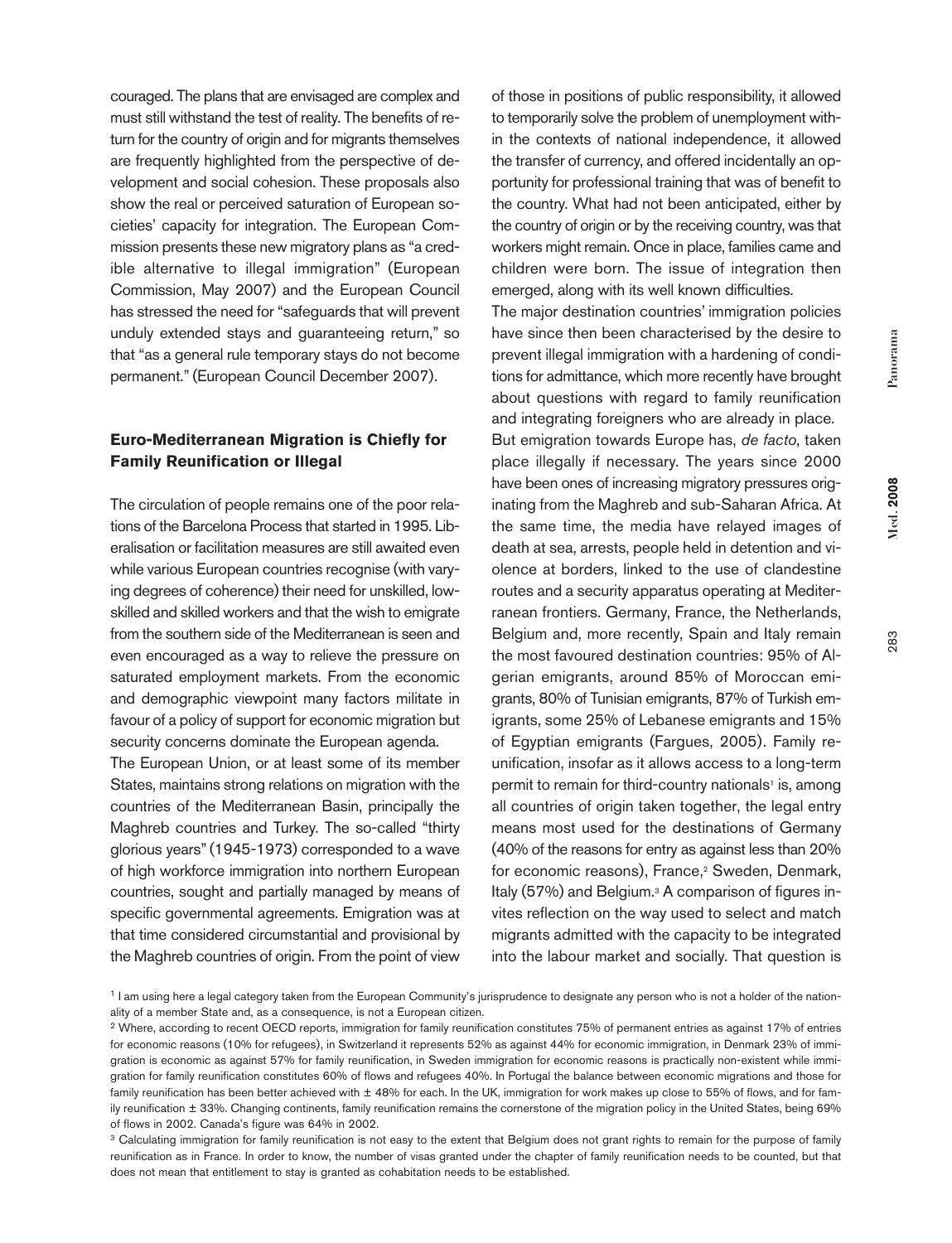couraged. The plans that are envisaged are complex and must still withstand the test of reality. The benefits of return for the country of origin and for migrants themselves are frequently highlighted from the perspective of development and social cohesion. These proposals also show the real or perceived saturation of European societies' capacity for integration. The European Commission presents these new migratory plans as "a credible alternative to illegal immigration" (European Commission, May 2007) and the European Council has stressed the need for "safeguards that will prevent unduly extended stays and guaranteeing return," so that "as a general rule temporary stays do not become permanent." (European Council December 2007).

## Euro-Mediterranean Migration is Chiefly for Family Reunification or Illegal

The circulation of people remains one of the poor relations of the Barcelona Process that started in 1995. Liberalisation or facilitation measures are still awaited even while various European countries recognise (with varying degrees of coherence) their need for unskilled, low-skilled and skilled workers and that the wish to emigrate from the southern side of the Mediterranean is seen and even encouraged as a way to relieve the pressure on saturated employment markets. From the economic and demographic viewpoint many factors militate in favour of a policy of support for economic migration but security concerns dominate the European agenda.

The European Union, or at least some of its member States, maintains strong relations on migration with the countries of the Mediterranean Basin, principally the Maghreb countries and Turkey. The so-called "thirty glorious years" (1945-1973) corresponded to a wave of high workforce immigration into northern European countries, sought and partially managed by means of specific governmental agreements. Emigration was at that time considered circumstantial and provisional by the Maghreb countries of origin. From the point of view of those in positions of public responsibility, it allowed to temporarily solve the problem of unemployment within the contexts of national independence, it allowed the transfer of currency, and offered incidentally an opportunity for professional training that was of benefit to the country. What had not been anticipated, either by the country of origin or by the receiving country, was that workers might remain. Once in place, families came and children were born. The issue of integration then emerged, along with its well known difficulties.

The major destination countries' immigration policies have since then been characterised by the desire to prevent illegal immigration with a hardening of conditions for admittance, which more recently have brought about questions with regard to family reunification and integrating foreigners who are already in place.

But emigration towards Europe has, *de facto*, taken place illegally if necessary. The years since 2000 have been ones of increasing migratory pressures originating from the Maghreb and sub-Saharan Africa. At the same time, the media have relayed images of death at sea, arrests, people held in detention and violence at borders, linked to the use of clandestine routes and a security apparatus operating at Mediterranean frontiers. Germany, France, the Netherlands, Belgium and, more recently, Spain and Italy remain the most favoured destination countries: 95% of Algerian emigrants, around 85% of Moroccan emigrants, 80% of Tunisian emigrants, 87% of Turkish emigrants, some 25% of Lebanese emigrants and 15% of Egyptian emigrants (Fargues, 2005). Family reunification, insofar as it allows access to a long-term permit to remain for third-country nationals[1] is, among all countries of origin taken together, the legal entry means most used for the destinations of Germany (40% of the reasons for entry as against less than 20% for economic reasons), France,[2] Sweden, Denmark, Italy (57%) and Belgium.[3] A comparison of figures invites reflection on the way used to select and match migrants admitted with the capacity to be integrated into the labour market and socially. That question is

[1] I am using here a legal category taken from the European Community's jurisprudence to designate any person who is not a holder of the nationality of a member State and, as a consequence, is not a European citizen.

[2] Where, according to recent OECD reports, immigration for family reunification constitutes 75% of permanent entries as against 17% of entries for economic reasons (10% for refugees), in Switzerland it represents 52% as against 44% for economic immigration, in Denmark 23% of immigration is economic as against 57% for family reunification, in Sweden immigration for economic reasons is practically non-existent while immigration for family reunification constitutes 60% of flows and refugees 40%. In Portugal the balance between economic migrations and those for family reunification has been better achieved with ± 48% for each. In the UK, immigration for work makes up close to 55% of flows, and for family reunification ± 33%. Changing continents, family reunification remains the cornerstone of the migration policy in the United States, being 69% of flows in 2002. Canada's figure was 64% in 2002.

[3] Calculating immigration for family reunification is not easy to the extent that Belgium does not grant rights to remain for the purpose of family reunification as in France. In order to know, the number of visas granted under the chapter of family reunification needs to be counted, but that does not mean that entitlement to stay is granted as cohabitation needs to be established.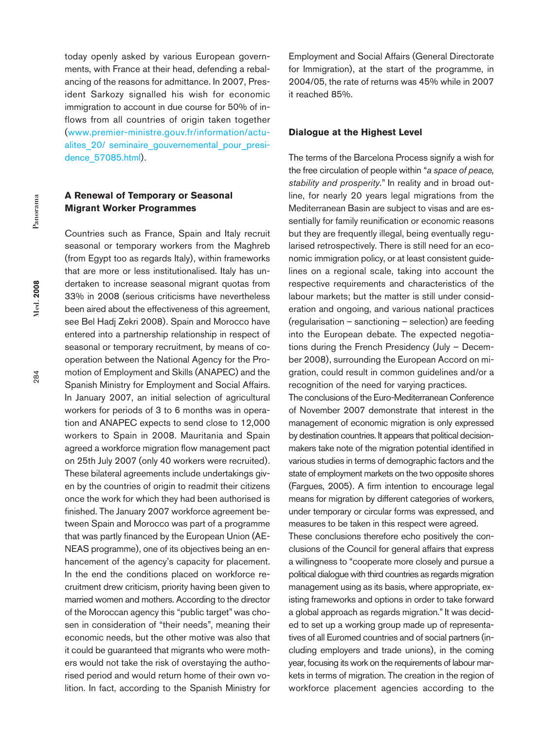today openly asked by various European governments, with France at their head, defending a rebalancing of the reasons for admittance. In 2007, President Sarkozy signalled his wish for economic immigration to account in due course for 50% of inflows from all countries of origin taken together (www.premier-ministre.gouv.fr/information/actualites_20/ seminaire_gouvernemental_pour_presidence_57085.html).

## A Renewal of Temporary or Seasonal Migrant Worker Programmes

Countries such as France, Spain and Italy recruit seasonal or temporary workers from the Maghreb (from Egypt too as regards Italy), within frameworks that are more or less institutionalised. Italy has undertaken to increase seasonal migrant quotas from 33% in 2008 (serious criticisms have nevertheless been aired about the effectiveness of this agreement, see Bel Hadj Zekri 2008). Spain and Morocco have entered into a partnership relationship in respect of seasonal or temporary recruitment, by means of cooperation between the National Agency for the Promotion of Employment and Skills (ANAPEC) and the Spanish Ministry for Employment and Social Affairs. In January 2007, an initial selection of agricultural workers for periods of 3 to 6 months was in operation and ANAPEC expects to send close to 12,000 workers to Spain in 2008. Mauritania and Spain agreed a workforce migration flow management pact on 25th July 2007 (only 40 workers were recruited). These bilateral agreements include undertakings given by the countries of origin to readmit their citizens once the work for which they had been authorised is finished. The January 2007 workforce agreement between Spain and Morocco was part of a programme that was partly financed by the European Union (AENEAS programme), one of its objectives being an enhancement of the agency's capacity for placement. In the end the conditions placed on workforce recruitment drew criticism, priority having been given to married women and mothers. According to the director of the Moroccan agency this "public target" was chosen in consideration of "their needs", meaning their economic needs, but the other motive was also that it could be guaranteed that migrants who were mothers would not take the risk of overstaying the authorised period and would return home of their own volition. In fact, according to the Spanish Ministry for Employment and Social Affairs (General Directorate for Immigration), at the start of the programme, in 2004/05, the rate of returns was 45% while in 2007 it reached 85%.

## Dialogue at the Highest Level

The terms of the Barcelona Process signify a wish for the free circulation of people within "*a space of peace, stability and prosperity*." In reality and in broad outline, for nearly 20 years legal migrations from the Mediterranean Basin are subject to visas and are essentially for family reunification or economic reasons but they are frequently illegal, being eventually regularised retrospectively. There is still need for an economic immigration policy, or at least consistent guidelines on a regional scale, taking into account the respective requirements and characteristics of the labour markets; but the matter is still under consideration and ongoing, and various national practices (regularisation – sanctioning – selection) are feeding into the European debate. The expected negotiations during the French Presidency (July – December 2008), surrounding the European Accord on migration, could result in common guidelines and/or a recognition of the need for varying practices.

The conclusions of the Euro-Mediterranean Conference of November 2007 demonstrate that interest in the management of economic migration is only expressed by destination countries. It appears that political decision-makers take note of the migration potential identified in various studies in terms of demographic factors and the state of employment markets on the two opposite shores (Fargues, 2005). A firm intention to encourage legal means for migration by different categories of workers, under temporary or circular forms was expressed, and measures to be taken in this respect were agreed.

These conclusions therefore echo positively the conclusions of the Council for general affairs that express a willingness to "cooperate more closely and pursue a political dialogue with third countries as regards migration management using as its basis, where appropriate, existing frameworks and options in order to take forward a global approach as regards migration." It was decided to set up a working group made up of representatives of all Euromed countries and of social partners (including employers and trade unions), in the coming year, focusing its work on the requirements of labour markets in terms of migration. The creation in the region of workforce placement agencies according to the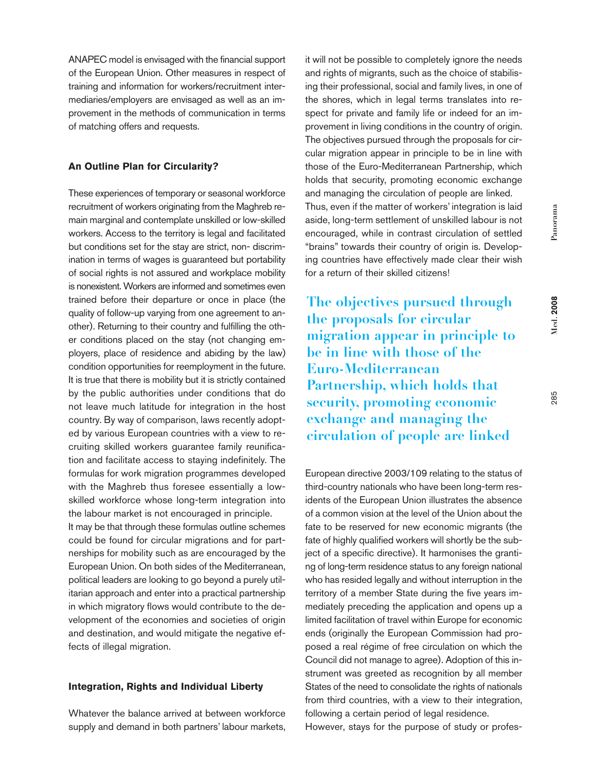ANAPEC model is envisaged with the financial support of the European Union. Other measures in respect of training and information for workers/recruitment intermediaries/employers are envisaged as well as an improvement in the methods of communication in terms of matching offers and requests.

### An Outline Plan for Circularity?

These experiences of temporary or seasonal workforce recruitment of workers originating from the Maghreb remain marginal and contemplate unskilled or low-skilled workers. Access to the territory is legal and facilitated but conditions set for the stay are strict, non- discrimination in terms of wages is guaranteed but portability of social rights is not assured and workplace mobility is nonexistent. Workers are informed and sometimes even trained before their departure or once in place (the quality of follow-up varying from one agreement to another). Returning to their country and fulfilling the other conditions placed on the stay (not changing employers, place of residence and abiding by the law) condition opportunities for reemployment in the future. It is true that there is mobility but it is strictly contained by the public authorities under conditions that do not leave much latitude for integration in the host country. By way of comparison, laws recently adopted by various European countries with a view to recruiting skilled workers guarantee family reunification and facilitate access to staying indefinitely. The formulas for work migration programmes developed with the Maghreb thus foresee essentially a low-skilled workforce whose long-term integration into the labour market is not encouraged in principle.

It may be that through these formulas outline schemes could be found for circular migrations and for partnerships for mobility such as are encouraged by the European Union. On both sides of the Mediterranean, political leaders are looking to go beyond a purely utilitarian approach and enter into a practical partnership in which migratory flows would contribute to the development of the economies and societies of origin and destination, and would mitigate the negative effects of illegal migration.

### Integration, Rights and Individual Liberty

Whatever the balance arrived at between workforce supply and demand in both partners' labour markets, it will not be possible to completely ignore the needs and rights of migrants, such as the choice of stabilising their professional, social and family lives, in one of the shores, which in legal terms translates into respect for private and family life or indeed for an improvement in living conditions in the country of origin. The objectives pursued through the proposals for circular migration appear in principle to be in line with those of the Euro-Mediterranean Partnership, which holds that security, promoting economic exchange and managing the circulation of people are linked.

Thus, even if the matter of workers' integration is laid aside, long-term settlement of unskilled labour is not encouraged, while in contrast circulation of settled "brains" towards their country of origin is. Developing countries have effectively made clear their wish for a return of their skilled citizens!

**The objectives pursued through the proposals for circular migration appear in principle to be in line with those of the Euro-Mediterranean Partnership, which holds that security, promoting economic exchange and managing the circulation of people are linked**

European directive 2003/109 relating to the status of third-country nationals who have been long-term residents of the European Union illustrates the absence of a common vision at the level of the Union about the fate to be reserved for new economic migrants (the fate of highly qualified workers will shortly be the subject of a specific directive). It harmonises the granting of long-term residence status to any foreign national who has resided legally and without interruption in the territory of a member State during the five years immediately preceding the application and opens up a limited facilitation of travel within Europe for economic ends (originally the European Commission had proposed a real régime of free circulation on which the Council did not manage to agree). Adoption of this instrument was greeted as recognition by all member States of the need to consolidate the rights of nationals from third countries, with a view to their integration, following a certain period of legal residence.

However, stays for the purpose of study or profes-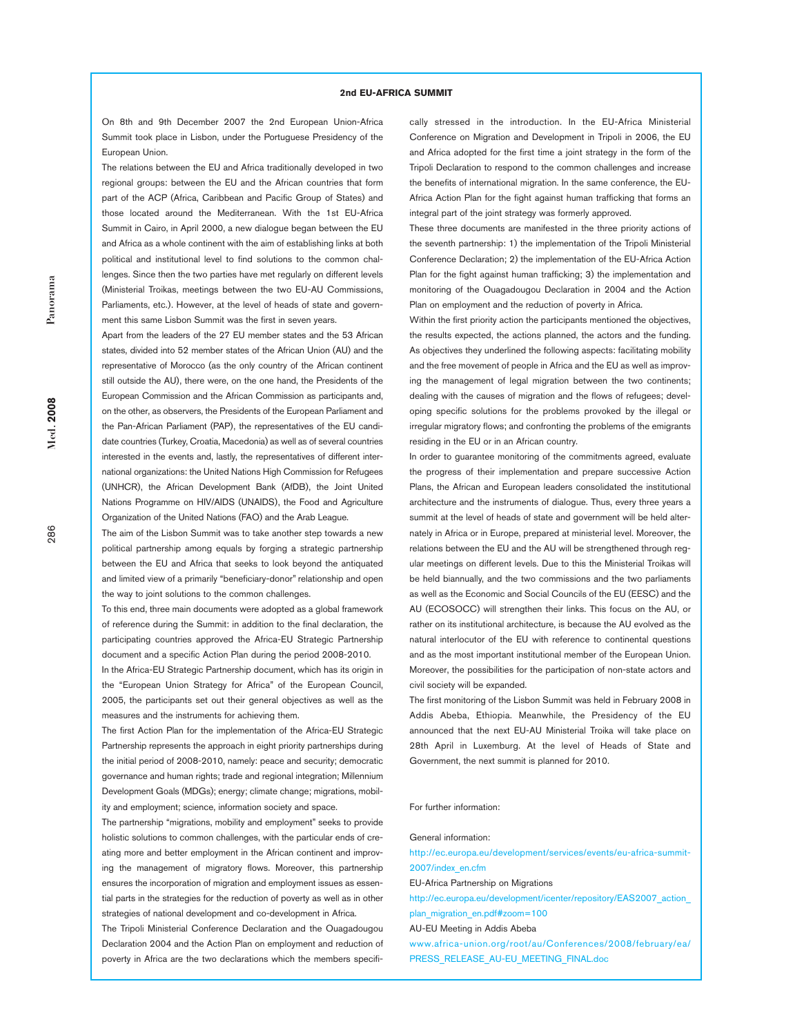## 2nd EU-AFRICA SUMMIT

On 8th and 9th December 2007 the 2nd European Union-Africa Summit took place in Lisbon, under the Portuguese Presidency of the European Union.

The relations between the EU and Africa traditionally developed in two regional groups: between the EU and the African countries that form part of the ACP (Africa, Caribbean and Pacific Group of States) and those located around the Mediterranean. With the 1st EU-Africa Summit in Cairo, in April 2000, a new dialogue began between the EU and Africa as a whole continent with the aim of establishing links at both political and institutional level to find solutions to the common challenges. Since then the two parties have met regularly on different levels (Ministerial Troikas, meetings between the two EU-AU Commissions, Parliaments, etc.). However, at the level of heads of state and government this same Lisbon Summit was the first in seven years.

Apart from the leaders of the 27 EU member states and the 53 African states, divided into 52 member states of the African Union (AU) and the representative of Morocco (as the only country of the African continent still outside the AU), there were, on the one hand, the Presidents of the European Commission and the African Commission as participants and, on the other, as observers, the Presidents of the European Parliament and the Pan-African Parliament (PAP), the representatives of the EU candidate countries (Turkey, Croatia, Macedonia) as well as of several countries interested in the events and, lastly, the representatives of different international organizations: the United Nations High Commission for Refugees (UNHCR), the African Development Bank (AfDB), the Joint United Nations Programme on HIV/AIDS (UNAIDS), the Food and Agriculture Organization of the United Nations (FAO) and the Arab League.

The aim of the Lisbon Summit was to take another step towards a new political partnership among equals by forging a strategic partnership between the EU and Africa that seeks to look beyond the antiquated and limited view of a primarily "beneficiary-donor" relationship and open the way to joint solutions to the common challenges.

To this end, three main documents were adopted as a global framework of reference during the Summit: in addition to the final declaration, the participating countries approved the Africa-EU Strategic Partnership document and a specific Action Plan during the period 2008-2010.

In the Africa-EU Strategic Partnership document, which has its origin in the "European Union Strategy for Africa" of the European Council, 2005, the participants set out their general objectives as well as the measures and the instruments for achieving them.

The first Action Plan for the implementation of the Africa-EU Strategic Partnership represents the approach in eight priority partnerships during the initial period of 2008-2010, namely: peace and security; democratic governance and human rights; trade and regional integration; Millennium Development Goals (MDGs); energy; climate change; migrations, mobility and employment; science, information society and space.

The partnership "migrations, mobility and employment" seeks to provide holistic solutions to common challenges, with the particular ends of creating more and better employment in the African continent and improving the management of migratory flows. Moreover, this partnership ensures the incorporation of migration and employment issues as essential parts in the strategies for the reduction of poverty as well as in other strategies of national development and co-development in Africa.

The Tripoli Ministerial Conference Declaration and the Ouagadougou Declaration 2004 and the Action Plan on employment and reduction of poverty in Africa are the two declarations which the members specifically stressed in the introduction. In the EU-Africa Ministerial Conference on Migration and Development in Tripoli in 2006, the EU and Africa adopted for the first time a joint strategy in the form of the Tripoli Declaration to respond to the common challenges and increase the benefits of international migration. In the same conference, the EU-Africa Action Plan for the fight against human trafficking that forms an integral part of the joint strategy was formerly approved.

These three documents are manifested in the three priority actions of the seventh partnership: 1) the implementation of the Tripoli Ministerial Conference Declaration; 2) the implementation of the EU-Africa Action Plan for the fight against human trafficking; 3) the implementation and monitoring of the Ouagadougou Declaration in 2004 and the Action Plan on employment and the reduction of poverty in Africa.

Within the first priority action the participants mentioned the objectives, the results expected, the actions planned, the actors and the funding. As objectives they underlined the following aspects: facilitating mobility and the free movement of people in Africa and the EU as well as improving the management of legal migration between the two continents; dealing with the causes of migration and the flows of refugees; developing specific solutions for the problems provoked by the illegal or irregular migratory flows; and confronting the problems of the emigrants residing in the EU or in an African country.

In order to guarantee monitoring of the commitments agreed, evaluate the progress of their implementation and prepare successive Action Plans, the African and European leaders consolidated the institutional architecture and the instruments of dialogue. Thus, every three years a summit at the level of heads of state and government will be held alternately in Africa or in Europe, prepared at ministerial level. Moreover, the relations between the EU and the AU will be strengthened through regular meetings on different levels. Due to this the Ministerial Troikas will be held biannually, and the two commissions and the two parliaments as well as the Economic and Social Councils of the EU (EESC) and the AU (ECOSOCC) will strengthen their links. This focus on the AU, or rather on its institutional architecture, is because the AU evolved as the natural interlocutor of the EU with reference to continental questions and as the most important institutional member of the European Union. Moreover, the possibilities for the participation of non-state actors and civil society will be expanded.

The first monitoring of the Lisbon Summit was held in February 2008 in Addis Abeba, Ethiopia. Meanwhile, the Presidency of the EU announced that the next EU-AU Ministerial Troika will take place on 28th April in Luxemburg. At the level of Heads of State and Government, the next summit is planned for 2010.

For further information:

General information:
http://ec.europa.eu/development/services/events/eu-africa-summit-2007/index_en.cfm

EU-Africa Partnership on Migrations
http://ec.europa.eu/development/icenter/repository/EAS2007_action_plan_migration_en.pdf#zoom=100

AU-EU Meeting in Addis Abeba
www.africa-union.org/root/au/Conferences/2008/february/ea/PRESS_RELEASE_AU-EU_MEETING_FINAL.doc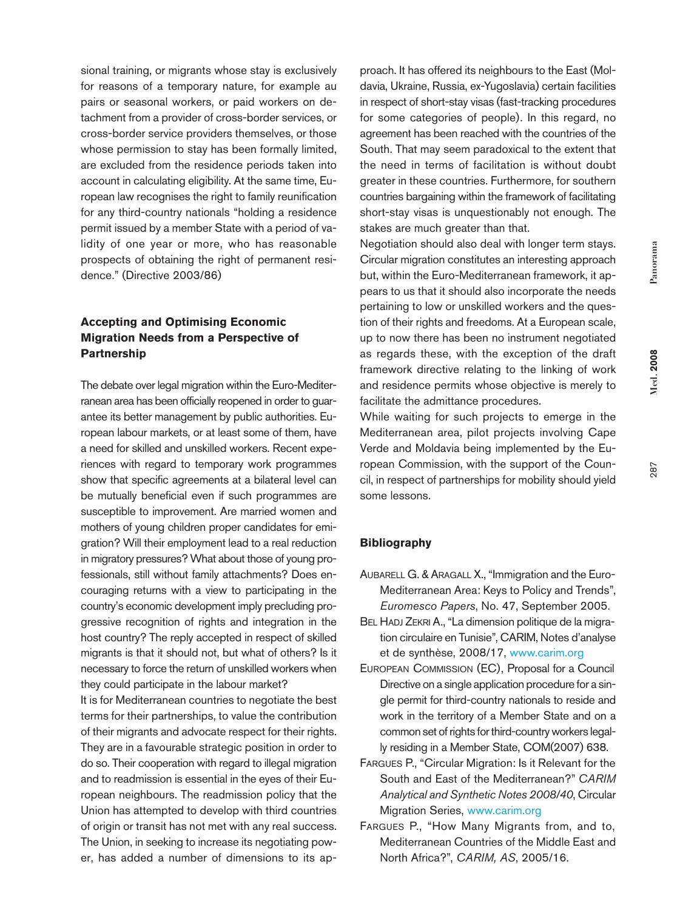sional training, or migrants whose stay is exclusively for reasons of a temporary nature, for example au pairs or seasonal workers, or paid workers on detachment from a provider of cross-border services, or cross-border service providers themselves, or those whose permission to stay has been formally limited, are excluded from the residence periods taken into account in calculating eligibility. At the same time, European law recognises the right to family reunification for any third-country nationals "holding a residence permit issued by a member State with a period of validity of one year or more, who has reasonable prospects of obtaining the right of permanent residence." (Directive 2003/86)

### Accepting and Optimising Economic Migration Needs from a Perspective of Partnership

The debate over legal migration within the Euro-Mediterranean area has been officially reopened in order to guarantee its better management by public authorities. European labour markets, or at least some of them, have a need for skilled and unskilled workers. Recent experiences with regard to temporary work programmes show that specific agreements at a bilateral level can be mutually beneficial even if such programmes are susceptible to improvement. Are married women and mothers of young children proper candidates for emigration? Will their employment lead to a real reduction in migratory pressures? What about those of young professionals, still without family attachments? Does encouraging returns with a view to participating in the country's economic development imply precluding progressive recognition of rights and integration in the host country? The reply accepted in respect of skilled migrants is that it should not, but what of others? Is it necessary to force the return of unskilled workers when they could participate in the labour market?

It is for Mediterranean countries to negotiate the best terms for their partnerships, to value the contribution of their migrants and advocate respect for their rights. They are in a favourable strategic position in order to do so. Their cooperation with regard to illegal migration and to readmission is essential in the eyes of their European neighbours. The readmission policy that the Union has attempted to develop with third countries of origin or transit has not met with any real success. The Union, in seeking to increase its negotiating power, has added a number of dimensions to its approach. It has offered its neighbours to the East (Moldavia, Ukraine, Russia, ex-Yugoslavia) certain facilities in respect of short-stay visas (fast-tracking procedures for some categories of people). In this regard, no agreement has been reached with the countries of the South. That may seem paradoxical to the extent that the need in terms of facilitation is without doubt greater in these countries. Furthermore, for southern countries bargaining within the framework of facilitating short-stay visas is unquestionably not enough. The stakes are much greater than that.

Negotiation should also deal with longer term stays. Circular migration constitutes an interesting approach but, within the Euro-Mediterranean framework, it appears to us that it should also incorporate the needs pertaining to low or unskilled workers and the question of their rights and freedoms. At a European scale, up to now there has been no instrument negotiated as regards these, with the exception of the draft framework directive relating to the linking of work and residence permits whose objective is merely to facilitate the admittance procedures.

While waiting for such projects to emerge in the Mediterranean area, pilot projects involving Cape Verde and Moldavia being implemented by the European Commission, with the support of the Council, in respect of partnerships for mobility should yield some lessons.

### Bibliography

- Aubarell G. & Aragall X., "Immigration and the Euro-Mediterranean Area: Keys to Policy and Trends", *Euromesco Papers*, No. 47, September 2005.
- Bel Hadj Zekri A., "La dimension politique de la migration circulaire en Tunisie", CARIM, Notes d'analyse et de synthèse, 2008/17, www.carim.org
- European Commission (EC), Proposal for a Council Directive on a single application procedure for a single permit for third-country nationals to reside and work in the territory of a Member State and on a common set of rights for third-country workers legally residing in a Member State, COM(2007) 638.
- Fargues P., "Circular Migration: Is it Relevant for the South and East of the Mediterranean?" *CARIM Analytical and Synthetic Notes 2008/40*, Circular Migration Series, www.carim.org
- Fargues P., "How Many Migrants from, and to, Mediterranean Countries of the Middle East and North Africa?", *CARIM, AS*, 2005/16.